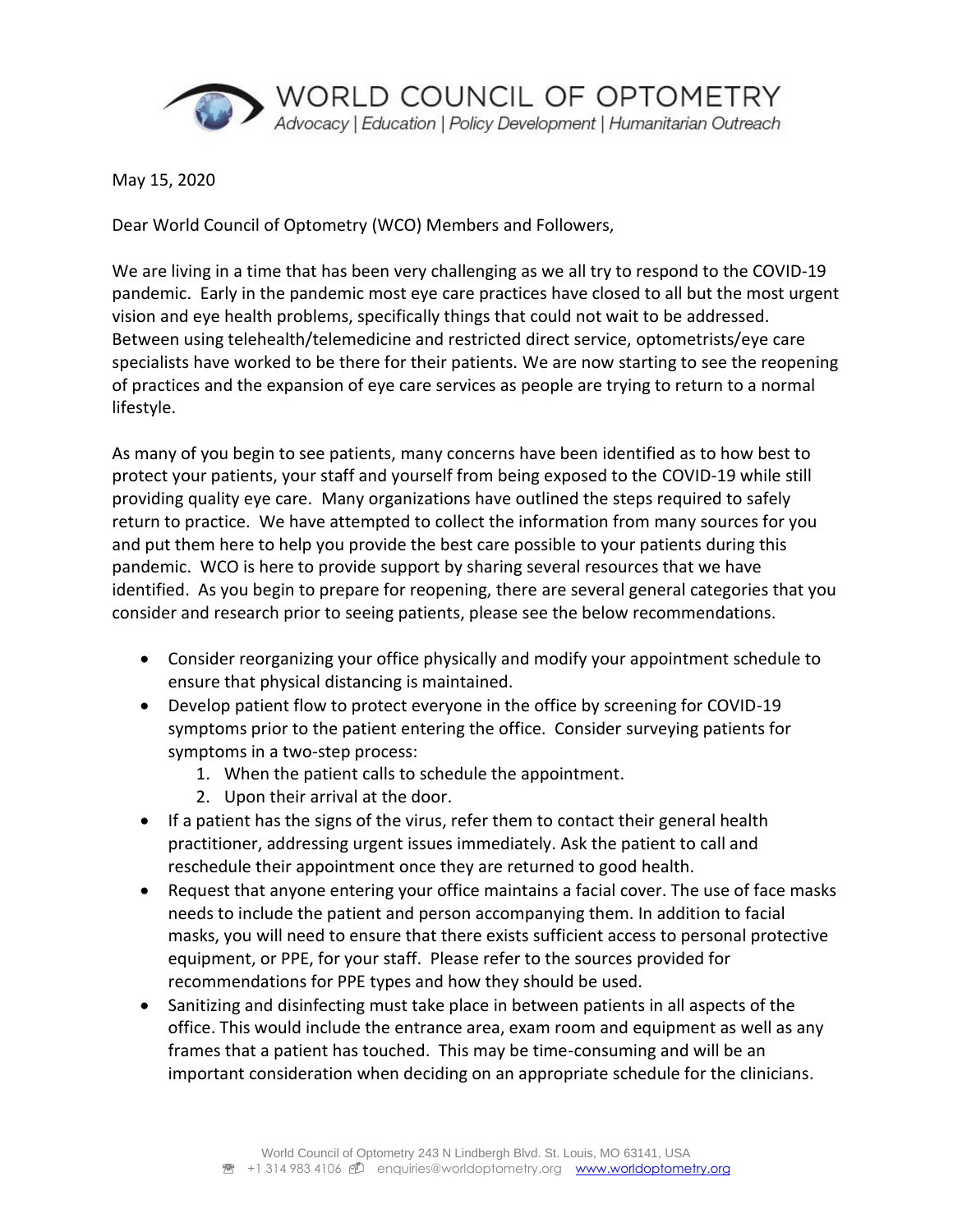# WORLD COUNCIL OF OPTOMETRY

*Advocacy | Education | Policy Development | Humanitarian Outreach*

May 15, 2020

Dear World Council of Optometry (WCO) Members and Followers,

We are living in a time that has been very challenging as we all try to respond to the COVID-19 pandemic. Early in the pandemic most eye care practices have closed to all but the most urgent vision and eye health problems, specifically things that could not wait to be addressed. Between using telehealth/telemedicine and restricted direct service, optometrists/eye care specialists have worked to be there for their patients. We are now starting to see the reopening of practices and the expansion of eye care services as people are trying to return to a normal lifestyle.

As many of you begin to see patients, many concerns have been identified as to how best to protect your patients, your staff and yourself from being exposed to the COVID-19 while still providing quality eye care. Many organizations have outlined the steps required to safely return to practice. We have attempted to collect the information from many sources for you and put them here to help you provide the best care possible to your patients during this pandemic. WCO is here to provide support by sharing several resources that we have identified. As you begin to prepare for reopening, there are several general categories that you consider and research prior to seeing patients, please see the below recommendations.

- Consider reorganizing your office physically and modify your appointment schedule to ensure that physical distancing is maintained.
- Develop patient flow to protect everyone in the office by screening for COVID-19 symptoms prior to the patient entering the office. Consider surveying patients for symptoms in a two-step process:
  1. When the patient calls to schedule the appointment.
  2. Upon their arrival at the door.
- If a patient has the signs of the virus, refer them to contact their general health practitioner, addressing urgent issues immediately. Ask the patient to call and reschedule their appointment once they are returned to good health.
- Request that anyone entering your office maintains a facial cover. The use of face masks needs to include the patient and person accompanying them. In addition to facial masks, you will need to ensure that there exists sufficient access to personal protective equipment, or PPE, for your staff. Please refer to the sources provided for recommendations for PPE types and how they should be used.
- Sanitizing and disinfecting must take place in between patients in all aspects of the office. This would include the entrance area, exam room and equipment as well as any frames that a patient has touched. This may be time-consuming and will be an important consideration when deciding on an appropriate schedule for the clinicians.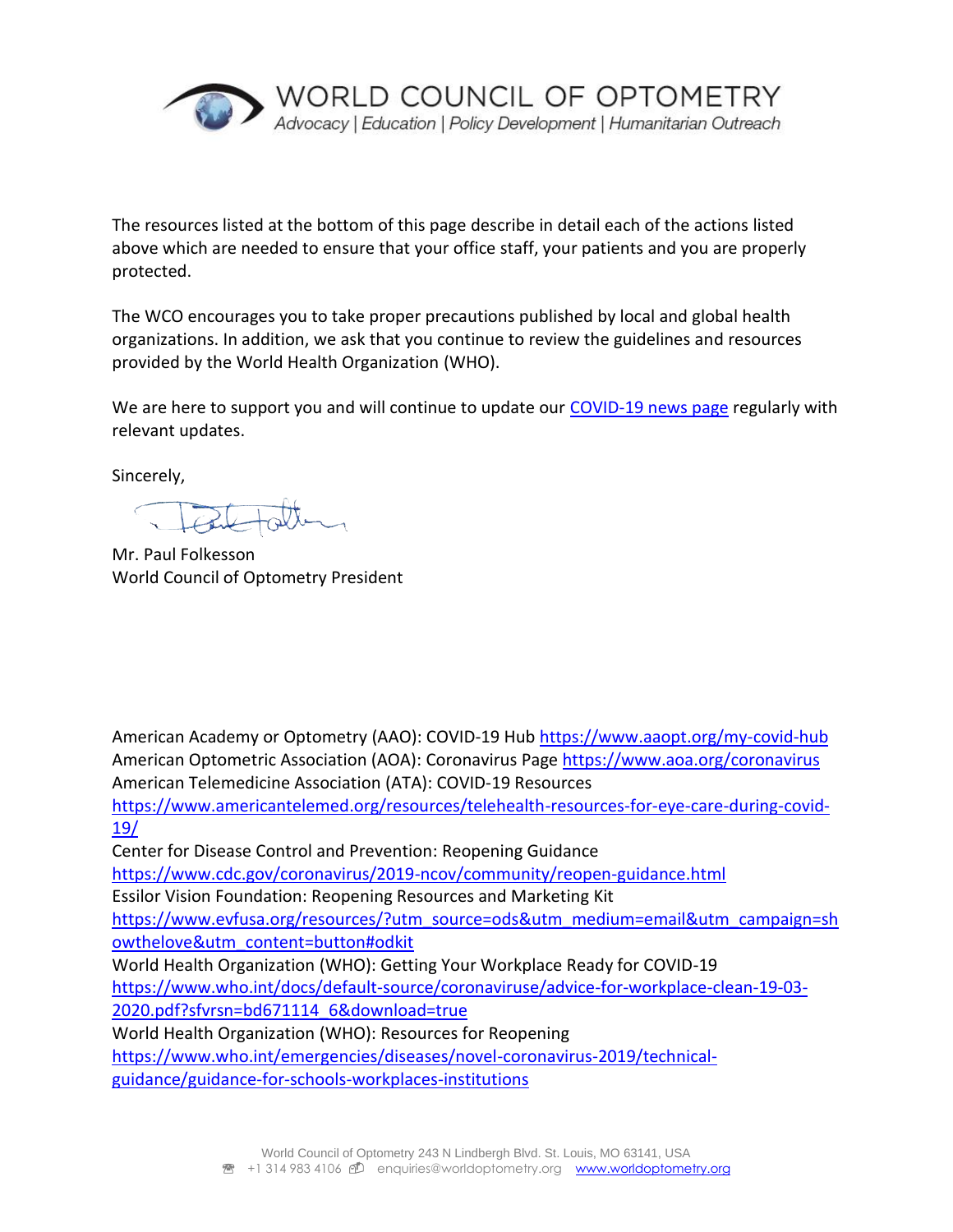The resources listed at the bottom of this page describe in detail each of the actions listed above which are needed to ensure that your office staff, your patients and you are properly protected.

The WCO encourages you to take proper precautions published by local and global health organizations. In addition, we ask that you continue to review the guidelines and resources provided by the World Health Organization (WHO).

We are here to support you and will continue to update our [COVID-19 news page]() regularly with relevant updates.

Sincerely,

Mr. Paul Folkesson
World Council of Optometry President

American Academy or Optometry (AAO): COVID-19 Hub https://www.aaopt.org/my-covid-hub
American Optometric Association (AOA): Coronavirus Page https://www.aoa.org/coronavirus
American Telemedicine Association (ATA): COVID-19 Resources
https://www.americantelemed.org/resources/telehealth-resources-for-eye-care-during-covid-19/
Center for Disease Control and Prevention: Reopening Guidance
https://www.cdc.gov/coronavirus/2019-ncov/community/reopen-guidance.html
Essilor Vision Foundation: Reopening Resources and Marketing Kit
https://www.evfusa.org/resources/?utm_source=ods&utm_medium=email&utm_campaign=showthelove&utm_content=button#odkit
World Health Organization (WHO): Getting Your Workplace Ready for COVID-19
https://www.who.int/docs/default-source/coronaviruse/advice-for-workplace-clean-19-03-2020.pdf?sfvrsn=bd671114_6&download=true
World Health Organization (WHO): Resources for Reopening
https://www.who.int/emergencies/diseases/novel-coronavirus-2019/technical-guidance/guidance-for-schools-workplaces-institutions